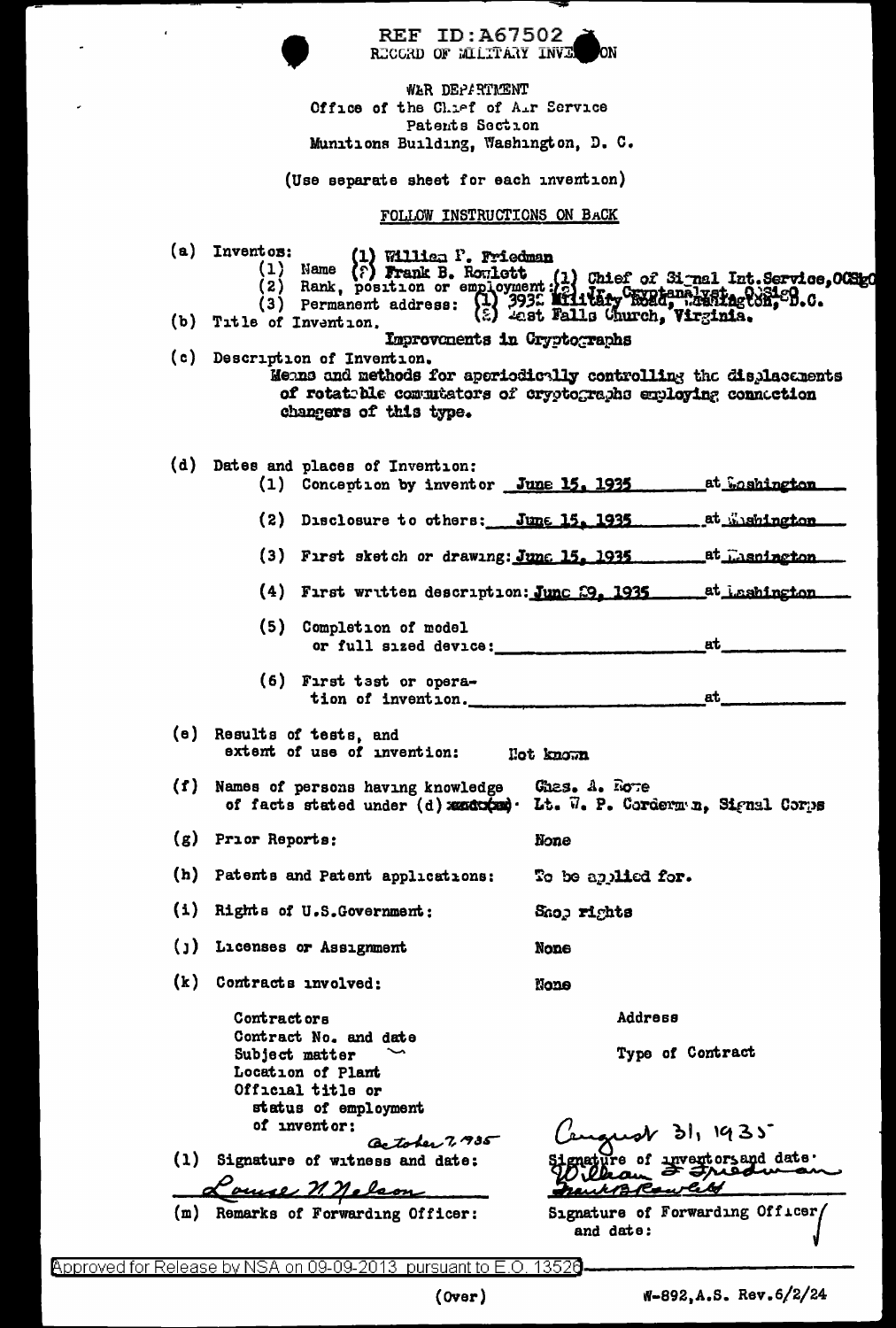REF ID:A67502

RECORD OF MILITARY INVENTION

WAR DEPARTMENT
Office of the Chief of Air Service
Patents Section
Munitions Building, Washington, D. C.

(Use separate sheet for each invention)

FOLLOW INSTRUCTIONS ON BACK

(a) Inventors: (1) William F. Friedman (2) Frank B. Rowlett
- (1) Name
- (2) Rank, position or employment: (1) Chief of Signal Int. Service, OCSigO (2) Jr. Cryptanalyst, OCSigO
- (3) Permanent address: (1) 3932 Military Road, Washington, D.C. (2) East Falls Church, Virginia.

(b) Title of Invention. Improvements in Cryptographs

(c) Description of Invention.
Means and methods for aperiodically controlling the displacements of rotatable commutators of cryptographs employing connection changers of this type.

(d) Dates and places of Invention:

- (1) Conception by inventor June 15, 1935 at Washington
- (2) Disclosure to others: June 15, 1935 at Washington
- (3) First sketch or drawing: June 15, 1935 at Washington
- (4) First written description: June 29, 1935 at Washington
- (5) Completion of model or full sized device: \_\_\_\_\_\_\_\_ at \_\_\_\_\_\_\_\_
- (6) First test or operation of invention. \_\_\_\_\_\_\_\_ at \_\_\_\_\_\_\_\_

(e) Results of tests, and extent of use of invention: Not known

(f) Names of persons having knowledge of facts stated under (d) ~~and (e)~~: Chas. A. Rowe; Lt. W. P. Corderman, Signal Corps

(g) Prior Reports: None

(h) Patents and Patent applications: To be applied for.

(i) Rights of U.S.Government: Shop rights

(j) Licenses or Assignment: None

(k) Contracts involved: None

Contractors — Address
Contract No. and date
Subject matter — Type of Contract
Location of Plant
Official title or status of employment of inventor:

(l) Signature of witness and date: October 7, 1935 — Louise N. Nelson

Signature of inventors and date: August 31, 1935 — William F. Friedman, Frank B. Rowlett

(m) Remarks of Forwarding Officer:

Signature of Forwarding Officer and date:

Approved for Release by NSA on 09-09-2013 pursuant to E.O. 13526

(Over)

W-892, A.S. Rev.6/2/24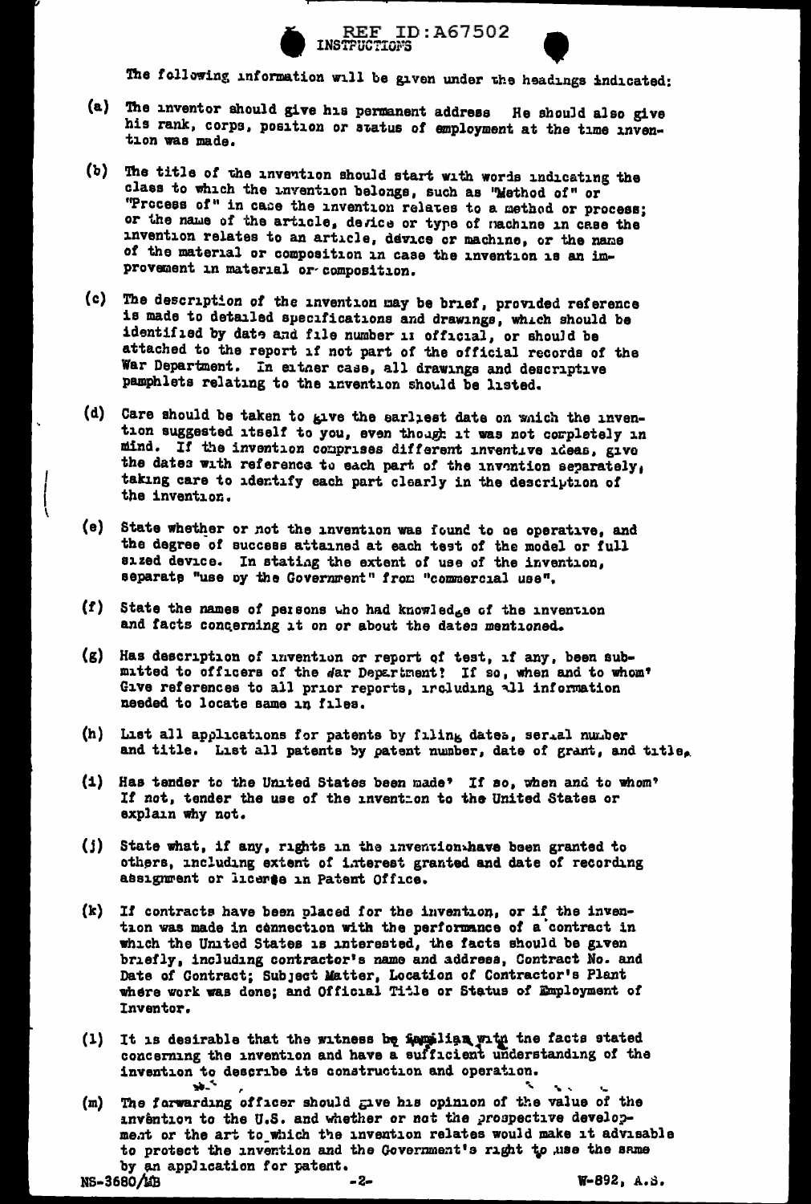# INSTRUCTIONS

The following information will be given under the headings indicated:

(a) The inventor should give his permanent address. He should also give his rank, corps, position or status of employment at the time invention was made.

(b) The title of the invention should start with words indicating the class to which the invention belongs, such as "Method of" or "Process of" in case the invention relates to a method or process; or the name of the article, device or type of machine in case the invention relates to an article, device or machine, or the name of the material or composition in case the invention is an improvement in material or composition.

(c) The description of the invention may be brief, provided reference is made to detailed specifications and drawings, which should be identified by date and file number if official, or should be attached to the report if not part of the official records of the War Department. In either case, all drawings and descriptive pamphlets relating to the invention should be listed.

(d) Care should be taken to give the earliest date on which the invention suggested itself to you, even though it was not completely in mind. If the invention comprises different inventive ideas, give the dates with reference to each part of the invention separately, taking care to identify each part clearly in the description of the invention.

(e) State whether or not the invention was found to be operative, and the degree of success attained at each test of the model or full sized device. In stating the extent of use of the invention, separate "use by the Government" from "commercial use".

(f) State the names of persons who had knowledge of the invention and facts concerning it on or about the dates mentioned.

(g) Has description of invention or report of test, if any, been submitted to officers of the War Department? If so, when and to whom? Give references to all prior reports, including all information needed to locate same in files.

(h) List all applications for patents by filing dates, serial number and title. List all patents by patent number, date of grant, and title.

(i) Has tender to the United States been made? If so, when and to whom? If not, tender the use of the invention to the United States or explain why not.

(j) State what, if any, rights in the invention have been granted to others, including extent of interest granted and date of recording assignment or license in Patent Office.

(k) If contracts have been placed for the invention, or if the invention was made in connection with the performance of a contract in which the United States is interested, the facts should be given briefly, including contractor's name and address, Contract No. and Date of Contract; Subject Matter, Location of Contractor's Plant where work was done; and Official Title or Status of Employment of Inventor.

(l) It is desirable that the witness be familiar with the facts stated concerning the invention and have a sufficient understanding of the invention to describe its construction and operation.

(m) The forwarding officer should give his opinion of the value of the invention to the U.S. and whether or not the prospective development or the art to which the invention relates would make it advisable to protect the invention and the Government's right to use the same by an application for patent.

NS-3680/MB W-892, A.S.